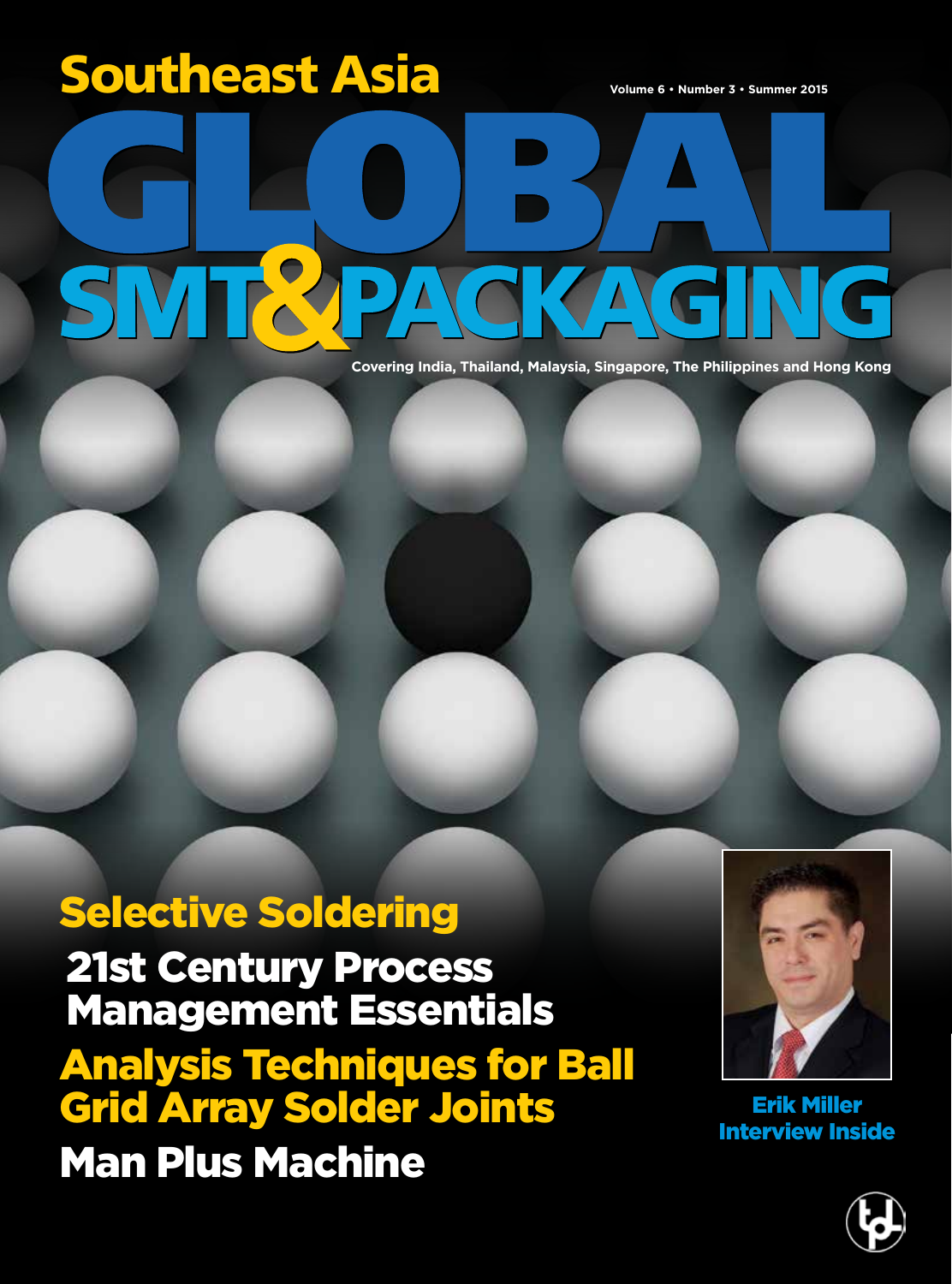# Southeast Asia GLOBAL SMT & PACKAGING

Volume 6 • Number 3 • Summer 2015

Covering India, Thailand, Malaysia, Singapore, The Philippines and Hong Kong

## Selective Soldering

## 21st Century Process Management Essentials

## Analysis Techniques for Ball Grid Array Solder Joints

## Man Plus Machine

**Erik Miller Interview Inside**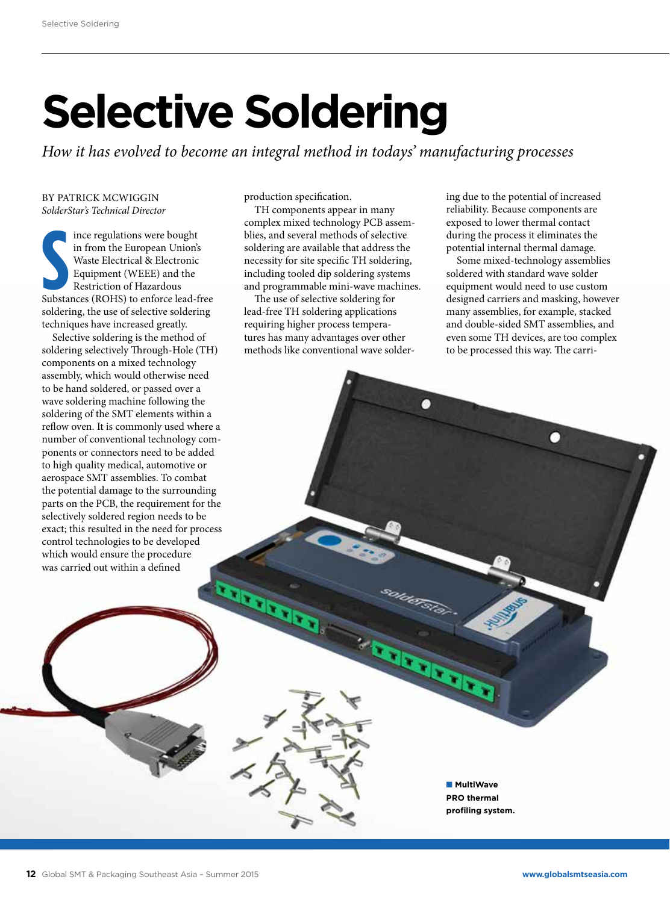# Selective Soldering

*How it has evolved to become an integral method in todays' manufacturing processes*

BY PATRICK MCWIGGIN
*SolderStar's Technical Director*

Since regulations were bought in from the European Union's Waste Electrical & Electronic Equipment (WEEE) and the Restriction of Hazardous Substances (ROHS) to enforce lead-free soldering, the use of selective soldering techniques have increased greatly.

Selective soldering is the method of soldering selectively Through-Hole (TH) components on a mixed technology assembly, which would otherwise need to be hand soldered, or passed over a wave soldering machine following the soldering of the SMT elements within a reflow oven. It is commonly used where a number of conventional technology components or connectors need to be added to high quality medical, automotive or aerospace SMT assemblies. To combat the potential damage to the surrounding parts on the PCB, the requirement for the selectively soldered region needs to be exact; this resulted in the need for process control technologies to be developed which would ensure the procedure was carried out within a defined production specification.

TH components appear in many complex mixed technology PCB assemblies, and several methods of selective soldering are available that address the necessity for site specific TH soldering, including tooled dip soldering systems and programmable mini-wave machines.

The use of selective soldering for lead-free TH soldering applications requiring higher process temperatures has many advantages over other methods like conventional wave soldering due to the potential of increased reliability. Because components are exposed to lower thermal contact during the process it eliminates the potential internal thermal damage.

Some mixed-technology assemblies soldered with standard wave solder equipment would need to use custom designed carriers and masking, however many assemblies, for example, stacked and double-sided SMT assemblies, and even some TH devices, are too complex to be processed this way. The carri-

**MultiWave PRO thermal profiling system.**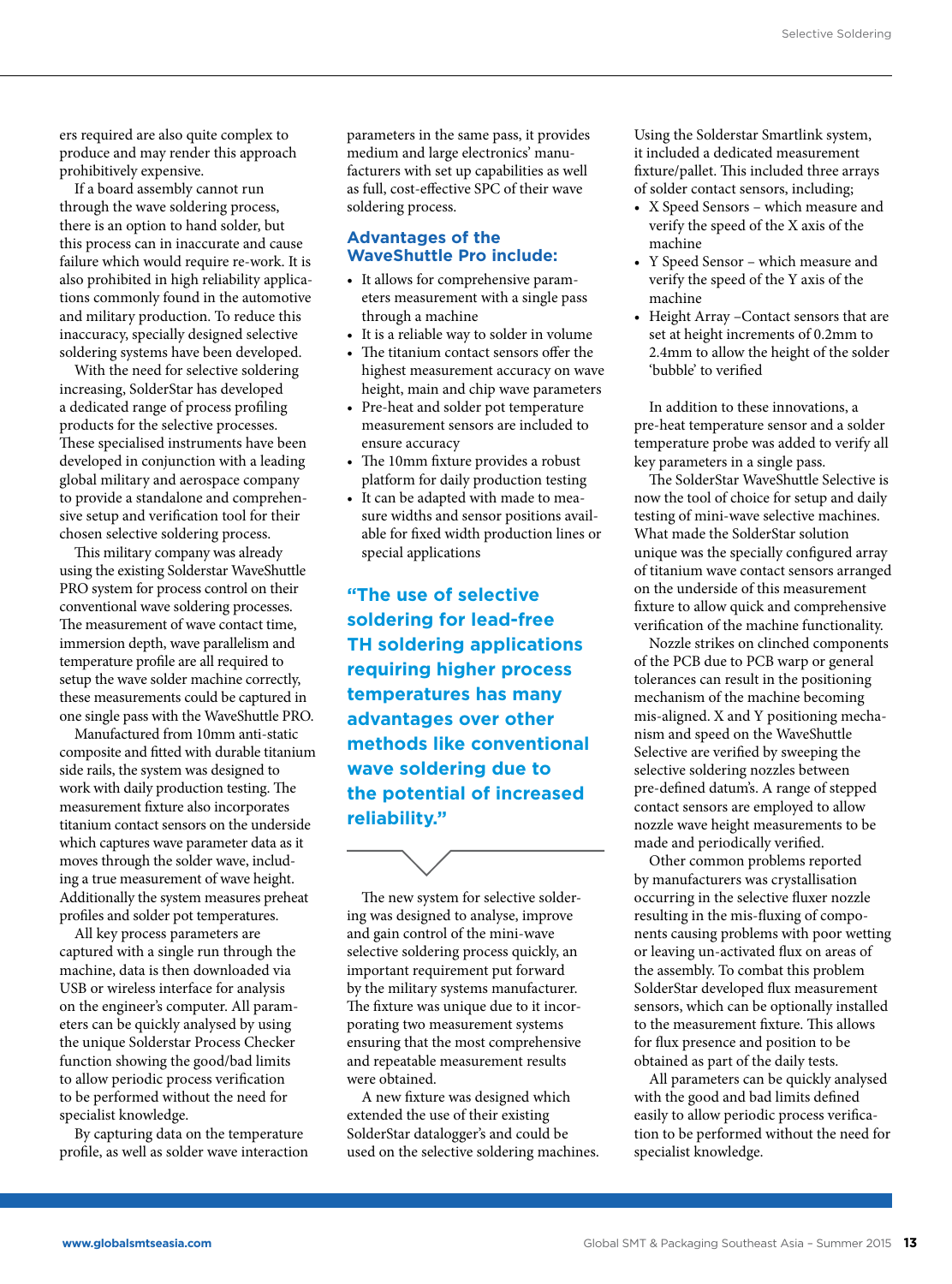ers required are also quite complex to produce and may render this approach prohibitively expensive.

If a board assembly cannot run through the wave soldering process, there is an option to hand solder, but this process can in inaccurate and cause failure which would require re-work. It is also prohibited in high reliability applications commonly found in the automotive and military production. To reduce this inaccuracy, specially designed selective soldering systems have been developed.

With the need for selective soldering increasing, SolderStar has developed a dedicated range of process profiling products for the selective processes. These specialised instruments have been developed in conjunction with a leading global military and aerospace company to provide a standalone and comprehensive setup and verification tool for their chosen selective soldering process.

This military company was already using the existing Solderstar WaveShuttle PRO system for process control on their conventional wave soldering processes. The measurement of wave contact time, immersion depth, wave parallelism and temperature profile are all required to setup the wave solder machine correctly, these measurements could be captured in one single pass with the WaveShuttle PRO.

Manufactured from 10mm anti-static composite and fitted with durable titanium side rails, the system was designed to work with daily production testing. The measurement fixture also incorporates titanium contact sensors on the underside which captures wave parameter data as it moves through the solder wave, including a true measurement of wave height. Additionally the system measures preheat profiles and solder pot temperatures.

All key process parameters are captured with a single run through the machine, data is then downloaded via USB or wireless interface for analysis on the engineer's computer. All parameters can be quickly analysed by using the unique Solderstar Process Checker function showing the good/bad limits to allow periodic process verification to be performed without the need for specialist knowledge.

By capturing data on the temperature profile, as well as solder wave interaction parameters in the same pass, it provides medium and large electronics' manufacturers with set up capabilities as well as full, cost-effective SPC of their wave soldering process.

## Advantages of the WaveShuttle Pro include:

- It allows for comprehensive parameters measurement with a single pass through a machine
- It is a reliable way to solder in volume
- The titanium contact sensors offer the highest measurement accuracy on wave height, main and chip wave parameters
- Pre-heat and solder pot temperature measurement sensors are included to ensure accuracy
- The 10mm fixture provides a robust platform for daily production testing
- It can be adapted with made to measure widths and sensor positions available for fixed width production lines or special applications

**"The use of selective soldering for lead-free TH soldering applications requiring higher process temperatures has many advantages over other methods like conventional wave soldering due to the potential of increased reliability."**

The new system for selective soldering was designed to analyse, improve and gain control of the mini-wave selective soldering process quickly, an important requirement put forward by the military systems manufacturer. The fixture was unique due to it incorporating two measurement systems ensuring that the most comprehensive and repeatable measurement results were obtained.

A new fixture was designed which extended the use of their existing SolderStar datalogger's and could be used on the selective soldering machines. Using the Solderstar Smartlink system, it included a dedicated measurement fixture/pallet. This included three arrays of solder contact sensors, including;

- X Speed Sensors – which measure and verify the speed of the X axis of the machine
- Y Speed Sensor – which measure and verify the speed of the Y axis of the machine
- Height Array –Contact sensors that are set at height increments of 0.2mm to 2.4mm to allow the height of the solder 'bubble' to verified

In addition to these innovations, a pre-heat temperature sensor and a solder temperature probe was added to verify all key parameters in a single pass.

The SolderStar WaveShuttle Selective is now the tool of choice for setup and daily testing of mini-wave selective machines. What made the SolderStar solution unique was the specially configured array of titanium wave contact sensors arranged on the underside of this measurement fixture to allow quick and comprehensive verification of the machine functionality.

Nozzle strikes on clinched components of the PCB due to PCB warp or general tolerances can result in the positioning mechanism of the machine becoming mis-aligned. X and Y positioning mechanism and speed on the WaveShuttle Selective are verified by sweeping the selective soldering nozzles between pre-defined datum's. A range of stepped contact sensors are employed to allow nozzle wave height measurements to be made and periodically verified.

Other common problems reported by manufacturers was crystallisation occurring in the selective fluxer nozzle resulting in the mis-fluxing of components causing problems with poor wetting or leaving un-activated flux on areas of the assembly. To combat this problem SolderStar developed flux measurement sensors, which can be optionally installed to the measurement fixture. This allows for flux presence and position to be obtained as part of the daily tests.

All parameters can be quickly analysed with the good and bad limits defined easily to allow periodic process verification to be performed without the need for specialist knowledge.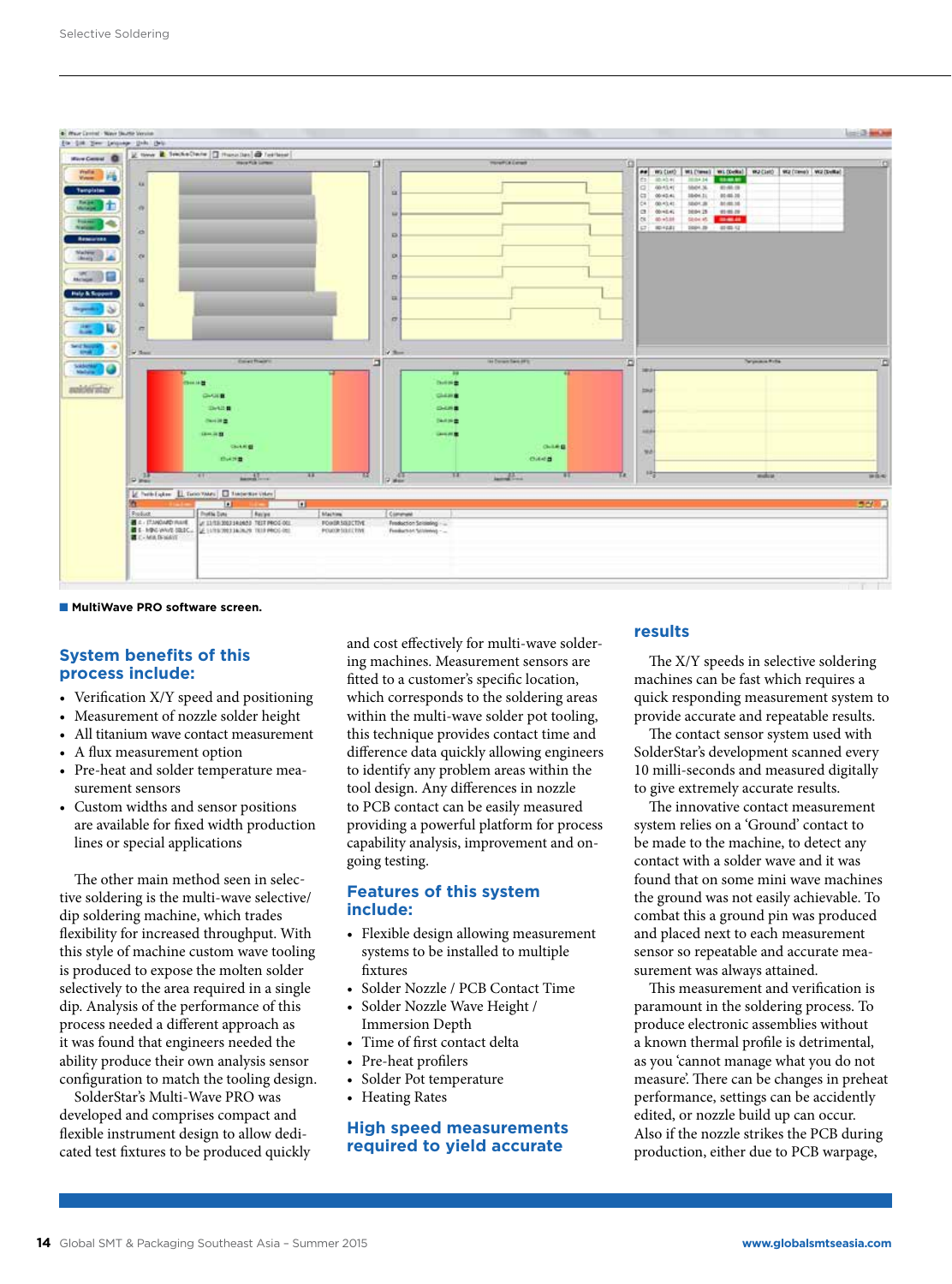■ MultiWave PRO software screen.

## System benefits of this process include:

- Verification X/Y speed and positioning
- Measurement of nozzle solder height
- All titanium wave contact measurement
- A flux measurement option
- Pre-heat and solder temperature measurement sensors
- Custom widths and sensor positions are available for fixed width production lines or special applications

The other main method seen in selective soldering is the multi-wave selective/dip soldering machine, which trades flexibility for increased throughput. With this style of machine custom wave tooling is produced to expose the molten solder selectively to the area required in a single dip. Analysis of the performance of this process needed a different approach as it was found that engineers needed the ability produce their own analysis sensor configuration to match the tooling design.

SolderStar's Multi-Wave PRO was developed and comprises compact and flexible instrument design to allow dedicated test fixtures to be produced quickly and cost effectively for multi-wave soldering machines. Measurement sensors are fitted to a customer's specific location, which corresponds to the soldering areas within the multi-wave solder pot tooling, this technique provides contact time and difference data quickly allowing engineers to identify any problem areas within the tool design. Any differences in nozzle to PCB contact can be easily measured providing a powerful platform for process capability analysis, improvement and ongoing testing.

## Features of this system include:

- Flexible design allowing measurement systems to be installed to multiple fixtures
- Solder Nozzle / PCB Contact Time
- Solder Nozzle Wave Height / Immersion Depth
- Time of first contact delta
- Pre-heat profilers
- Solder Pot temperature
- Heating Rates

## High speed measurements required to yield accurate results

The X/Y speeds in selective soldering machines can be fast which requires a quick responding measurement system to provide accurate and repeatable results.

The contact sensor system used with SolderStar's development scanned every 10 milli-seconds and measured digitally to give extremely accurate results.

The innovative contact measurement system relies on a 'Ground' contact to be made to the machine, to detect any contact with a solder wave and it was found that on some mini wave machines the ground was not easily achievable. To combat this a ground pin was produced and placed next to each measurement sensor so repeatable and accurate measurement was always attained.

This measurement and verification is paramount in the soldering process. To produce electronic assemblies without a known thermal profile is detrimental, as you 'cannot manage what you do not measure'. There can be changes in preheat performance, settings can be accidently edited, or nozzle build up can occur. Also if the nozzle strikes the PCB during production, either due to PCB warpage,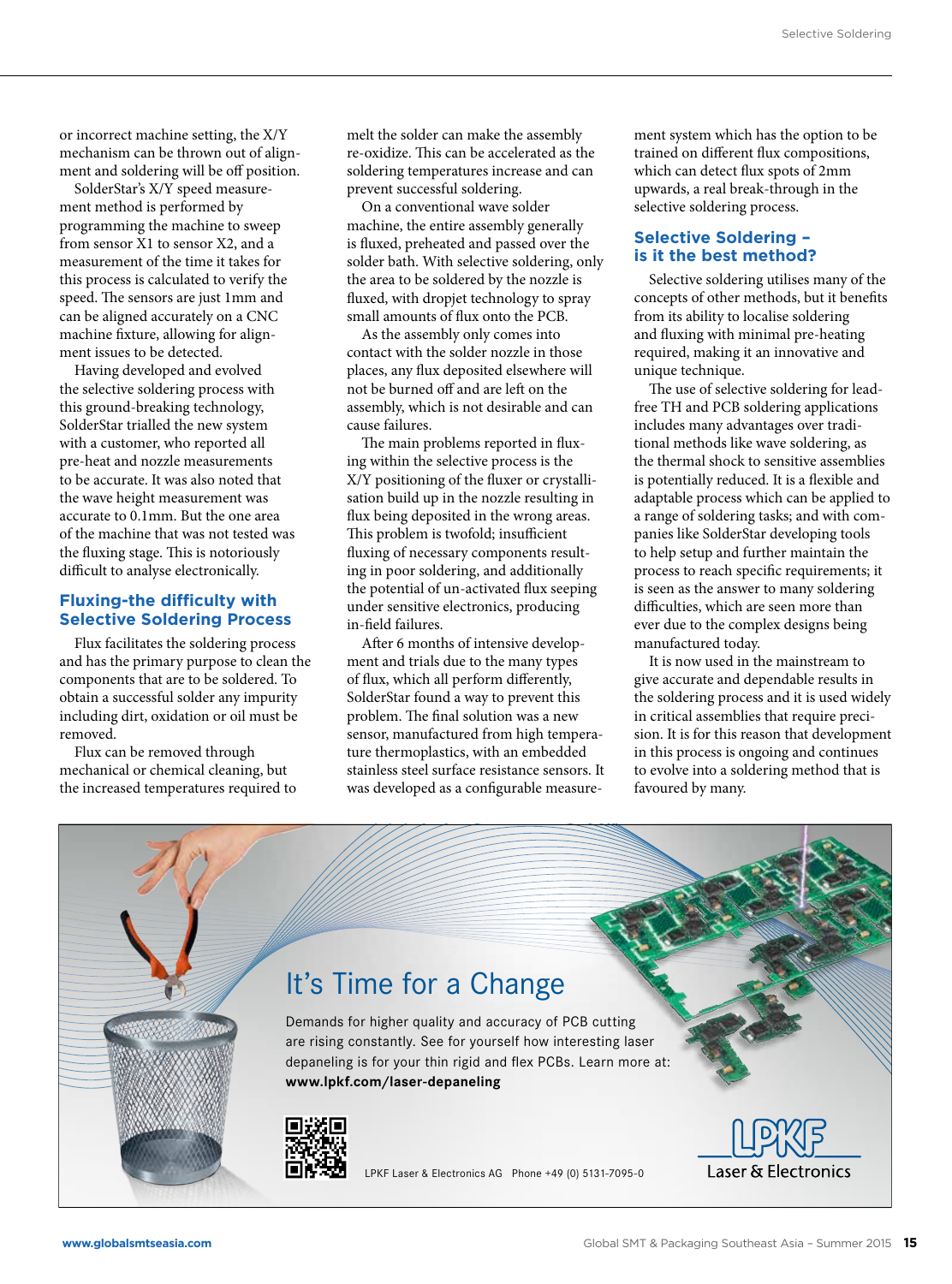or incorrect machine setting, the X/Y mechanism can be thrown out of alignment and soldering will be off position.

SolderStar's X/Y speed measurement method is performed by programming the machine to sweep from sensor X1 to sensor X2, and a measurement of the time it takes for this process is calculated to verify the speed. The sensors are just 1mm and can be aligned accurately on a CNC machine fixture, allowing for alignment issues to be detected.

Having developed and evolved the selective soldering process with this ground-breaking technology, SolderStar trialled the new system with a customer, who reported all pre-heat and nozzle measurements to be accurate. It was also noted that the wave height measurement was accurate to 0.1mm. But the one area of the machine that was not tested was the fluxing stage. This is notoriously difficult to analyse electronically.

## Fluxing-the difficulty with Selective Soldering Process

Flux facilitates the soldering process and has the primary purpose to clean the components that are to be soldered. To obtain a successful solder any impurity including dirt, oxidation or oil must be removed.

Flux can be removed through mechanical or chemical cleaning, but the increased temperatures required to melt the solder can make the assembly re-oxidize. This can be accelerated as the soldering temperatures increase and can prevent successful soldering.

On a conventional wave solder machine, the entire assembly generally is fluxed, preheated and passed over the solder bath. With selective soldering, only the area to be soldered by the nozzle is fluxed, with dropjet technology to spray small amounts of flux onto the PCB.

As the assembly only comes into contact with the solder nozzle in those places, any flux deposited elsewhere will not be burned off and are left on the assembly, which is not desirable and can cause failures.

The main problems reported in fluxing within the selective process is the X/Y positioning of the fluxer or crystallisation build up in the nozzle resulting in flux being deposited in the wrong areas. This problem is twofold; insufficient fluxing of necessary components resulting in poor soldering, and additionally the potential of un-activated flux seeping under sensitive electronics, producing in-field failures.

After 6 months of intensive development and trials due to the many types of flux, which all perform differently, SolderStar found a way to prevent this problem. The final solution was a new sensor, manufactured from high temperature thermoplastics, with an embedded stainless steel surface resistance sensors. It was developed as a configurable measurement system which has the option to be trained on different flux compositions, which can detect flux spots of 2mm upwards, a real break-through in the selective soldering process.

## Selective Soldering – is it the best method?

Selective soldering utilises many of the concepts of other methods, but it benefits from its ability to localise soldering and fluxing with minimal pre-heating required, making it an innovative and unique technique.

The use of selective soldering for lead-free TH and PCB soldering applications includes many advantages over traditional methods like wave soldering, as the thermal shock to sensitive assemblies is potentially reduced. It is a flexible and adaptable process which can be applied to a range of soldering tasks; and with companies like SolderStar developing tools to help setup and further maintain the process to reach specific requirements; it is seen as the answer to many soldering difficulties, which are seen more than ever due to the complex designs being manufactured today.

It is now used in the mainstream to give accurate and dependable results in the soldering process and it is used widely in critical assemblies that require precision. It is for this reason that development in this process is ongoing and continues to evolve into a soldering method that is favoured by many.

It's Time for a Change

Demands for higher quality and accuracy of PCB cutting are rising constantly. See for yourself how interesting laser depaneling is for your thin rigid and flex PCBs. Learn more at: **www.lpkf.com/laser-depaneling**

LPKF Laser & Electronics AG Phone +49 (0) 5131-7095-0

LPKF Laser & Electronics